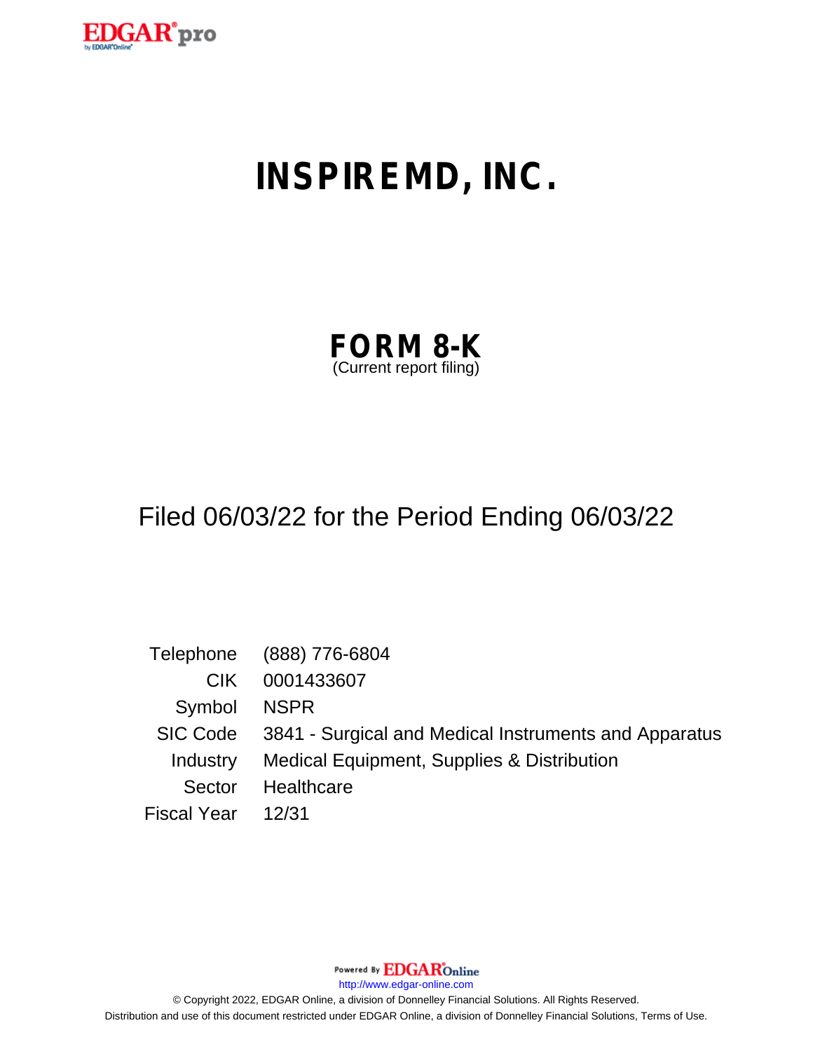# INSPIREMD, INC.

## FORM 8-K

(Current report filing)

Filed 06/03/22 for the Period Ending 06/03/22

| | |
|---|---|
| Telephone | (888) 776-6804 |
| CIK | 0001433607 |
| Symbol | NSPR |
| SIC Code | 3841 - Surgical and Medical Instruments and Apparatus |
| Industry | Medical Equipment, Supplies & Distribution |
| Sector | Healthcare |
| Fiscal Year | 12/31 |

Powered By EDGAR Online

http://www.edgar-online.com

© Copyright 2022, EDGAR Online, a division of Donnelley Financial Solutions. All Rights Reserved.

Distribution and use of this document restricted under EDGAR Online, a division of Donnelley Financial Solutions, Terms of Use.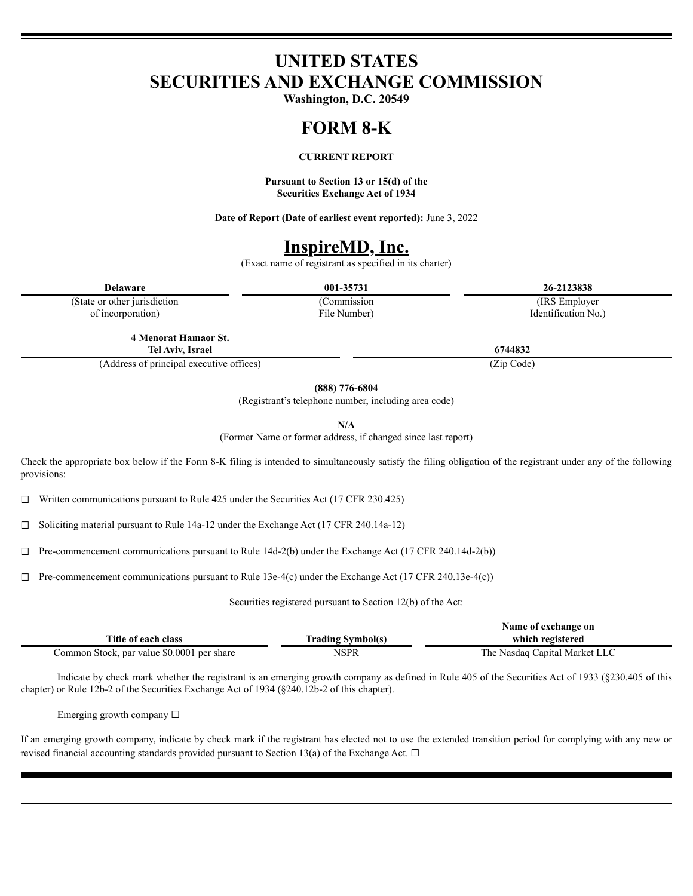# UNITED STATES
# SECURITIES AND EXCHANGE COMMISSION

**Washington, D.C. 20549**

# FORM 8-K

**CURRENT REPORT**

**Pursuant to Section 13 or 15(d) of the Securities Exchange Act of 1934**

**Date of Report (Date of earliest event reported):** June 3, 2022

# InspireMD, Inc.

(Exact name of registrant as specified in its charter)

| Delaware | 001-35731 | 26-2123838 |
|---|---|---|
| (State or other jurisdiction of incorporation) | (Commission File Number) | (IRS Employer Identification No.) |

| 4 Menorat Hamaor St. Tel Aviv, Israel | 6744832 |
|---|---|
| (Address of principal executive offices) | (Zip Code) |

**(888) 776-6804**

(Registrant's telephone number, including area code)

**N/A**

(Former Name or former address, if changed since last report)

Check the appropriate box below if the Form 8-K filing is intended to simultaneously satisfy the filing obligation of the registrant under any of the following provisions:

☐ Written communications pursuant to Rule 425 under the Securities Act (17 CFR 230.425)

☐ Soliciting material pursuant to Rule 14a-12 under the Exchange Act (17 CFR 240.14a-12)

☐ Pre-commencement communications pursuant to Rule 14d-2(b) under the Exchange Act (17 CFR 240.14d-2(b))

☐ Pre-commencement communications pursuant to Rule 13e-4(c) under the Exchange Act (17 CFR 240.13e-4(c))

Securities registered pursuant to Section 12(b) of the Act:

| Title of each class | Trading Symbol(s) | Name of exchange on which registered |
|---|---|---|
| Common Stock, par value $0.0001 per share | NSPR | The Nasdaq Capital Market LLC |

Indicate by check mark whether the registrant is an emerging growth company as defined in Rule 405 of the Securities Act of 1933 (§230.405 of this chapter) or Rule 12b-2 of the Securities Exchange Act of 1934 (§240.12b-2 of this chapter).

Emerging growth company ☐

If an emerging growth company, indicate by check mark if the registrant has elected not to use the extended transition period for complying with any new or revised financial accounting standards provided pursuant to Section 13(a) of the Exchange Act. ☐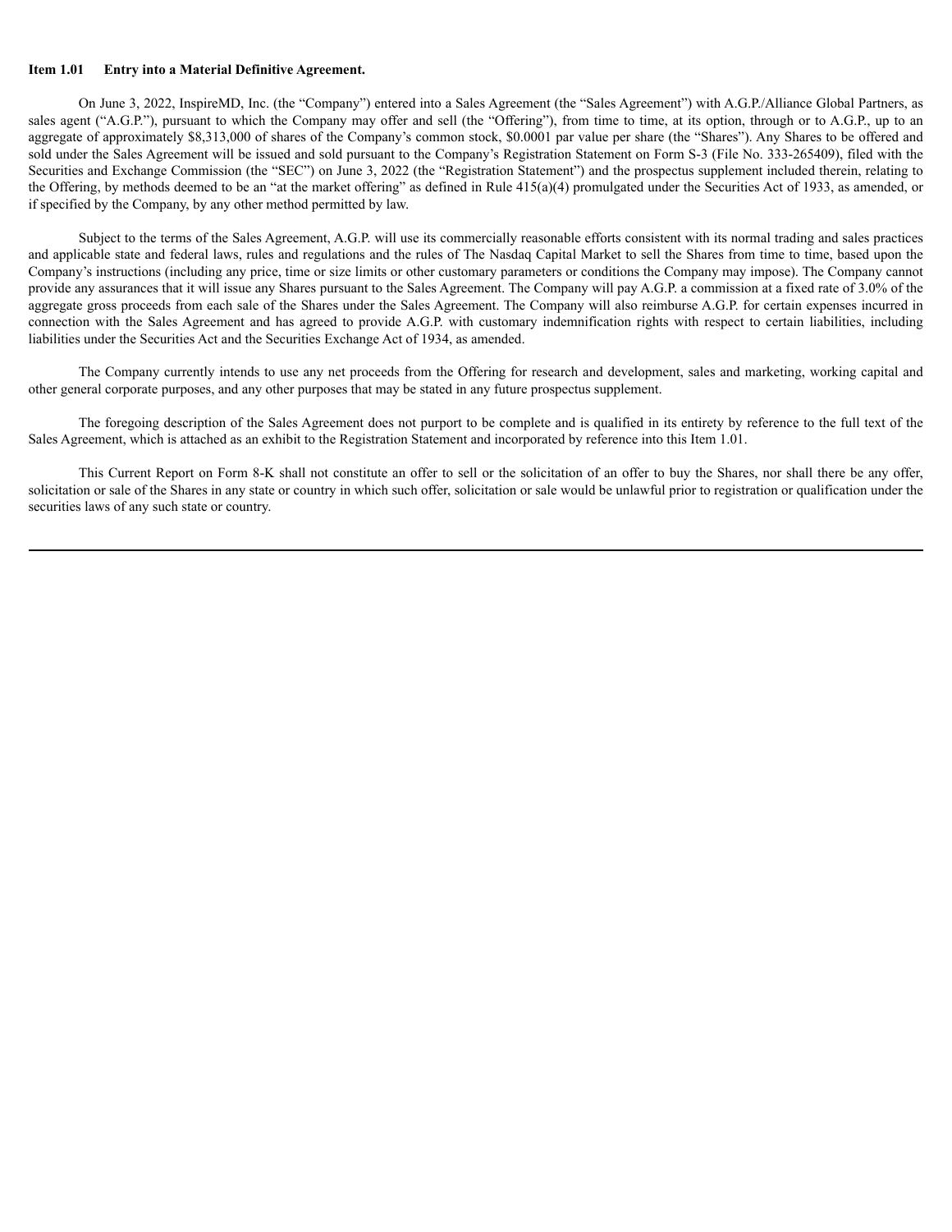**Item 1.01 Entry into a Material Definitive Agreement.**

On June 3, 2022, InspireMD, Inc. (the "Company") entered into a Sales Agreement (the "Sales Agreement") with A.G.P./Alliance Global Partners, as sales agent ("A.G.P."), pursuant to which the Company may offer and sell (the "Offering"), from time to time, at its option, through or to A.G.P., up to an aggregate of approximately $8,313,000 of shares of the Company's common stock, $0.0001 par value per share (the "Shares"). Any Shares to be offered and sold under the Sales Agreement will be issued and sold pursuant to the Company's Registration Statement on Form S-3 (File No. 333-265409), filed with the Securities and Exchange Commission (the "SEC") on June 3, 2022 (the "Registration Statement") and the prospectus supplement included therein, relating to the Offering, by methods deemed to be an "at the market offering" as defined in Rule 415(a)(4) promulgated under the Securities Act of 1933, as amended, or if specified by the Company, by any other method permitted by law.

Subject to the terms of the Sales Agreement, A.G.P. will use its commercially reasonable efforts consistent with its normal trading and sales practices and applicable state and federal laws, rules and regulations and the rules of The Nasdaq Capital Market to sell the Shares from time to time, based upon the Company's instructions (including any price, time or size limits or other customary parameters or conditions the Company may impose). The Company cannot provide any assurances that it will issue any Shares pursuant to the Sales Agreement. The Company will pay A.G.P. a commission at a fixed rate of 3.0% of the aggregate gross proceeds from each sale of the Shares under the Sales Agreement. The Company will also reimburse A.G.P. for certain expenses incurred in connection with the Sales Agreement and has agreed to provide A.G.P. with customary indemnification rights with respect to certain liabilities, including liabilities under the Securities Act and the Securities Exchange Act of 1934, as amended.

The Company currently intends to use any net proceeds from the Offering for research and development, sales and marketing, working capital and other general corporate purposes, and any other purposes that may be stated in any future prospectus supplement.

The foregoing description of the Sales Agreement does not purport to be complete and is qualified in its entirety by reference to the full text of the Sales Agreement, which is attached as an exhibit to the Registration Statement and incorporated by reference into this Item 1.01.

This Current Report on Form 8-K shall not constitute an offer to sell or the solicitation of an offer to buy the Shares, nor shall there be any offer, solicitation or sale of the Shares in any state or country in which such offer, solicitation or sale would be unlawful prior to registration or qualification under the securities laws of any such state or country.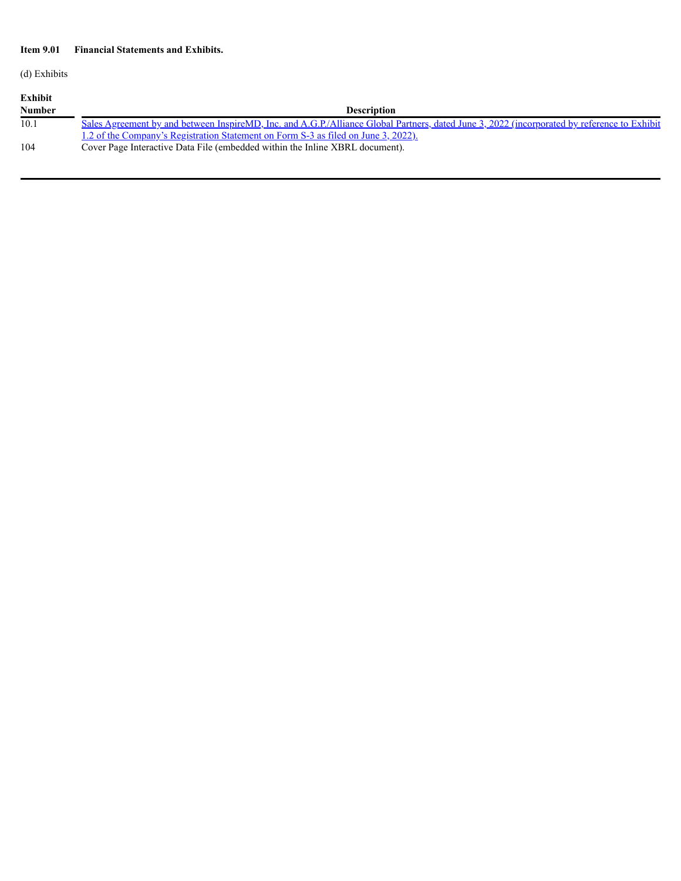**Item 9.01 Financial Statements and Exhibits.**

(d) Exhibits

| Exhibit Number | Description |
|---|---|
| 10.1 | Sales Agreement by and between InspireMD, Inc. and A.G.P./Alliance Global Partners, dated June 3, 2022 (incorporated by reference to Exhibit 1.2 of the Company's Registration Statement on Form S-3 as filed on June 3, 2022). |
| 104 | Cover Page Interactive Data File (embedded within the Inline XBRL document). |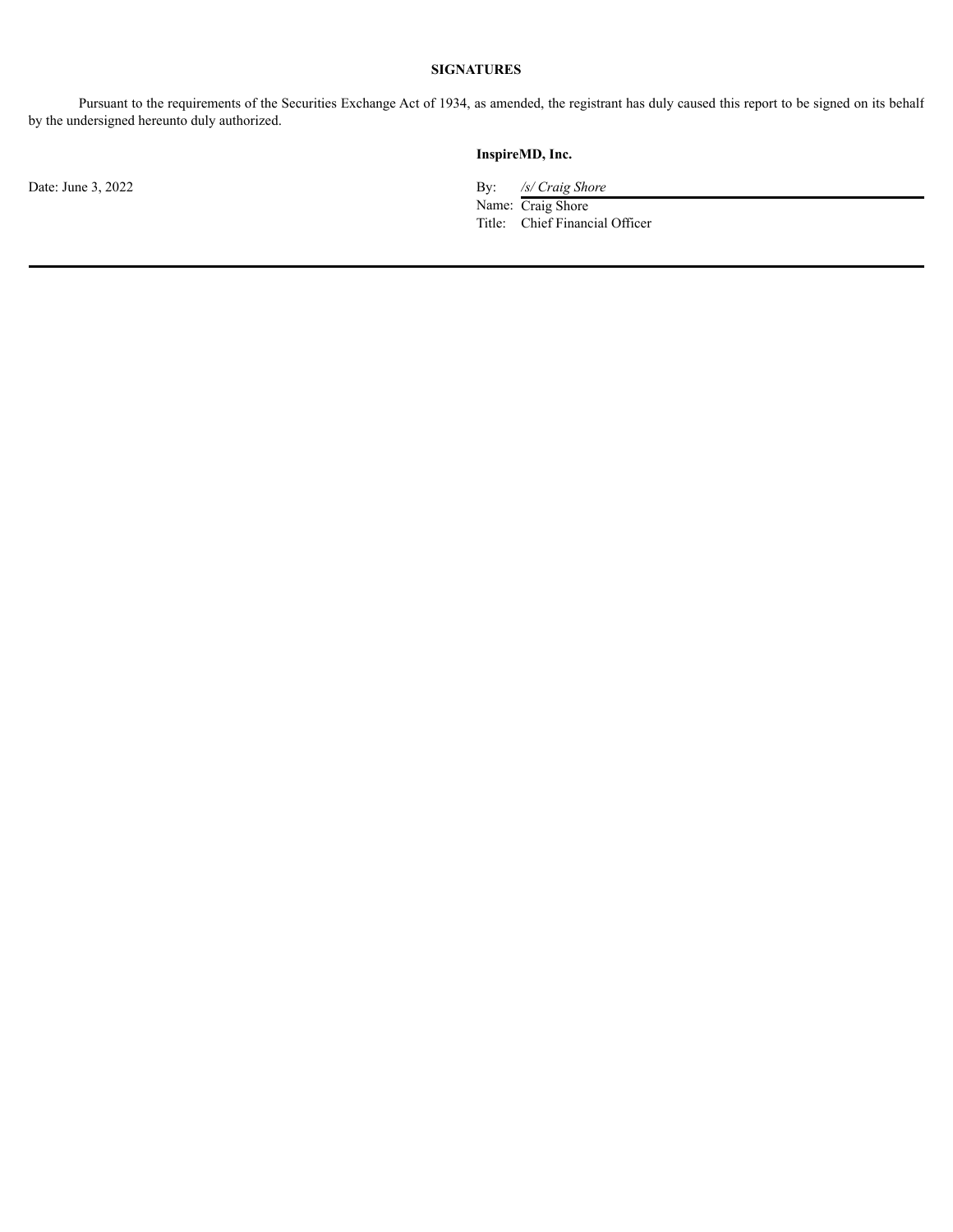**SIGNATURES**

Pursuant to the requirements of the Securities Exchange Act of 1934, as amended, the registrant has duly caused this report to be signed on its behalf by the undersigned hereunto duly authorized.

**InspireMD, Inc.**

Date: June 3, 2022

By: */s/ Craig Shore*

Name: Craig Shore

Title: Chief Financial Officer